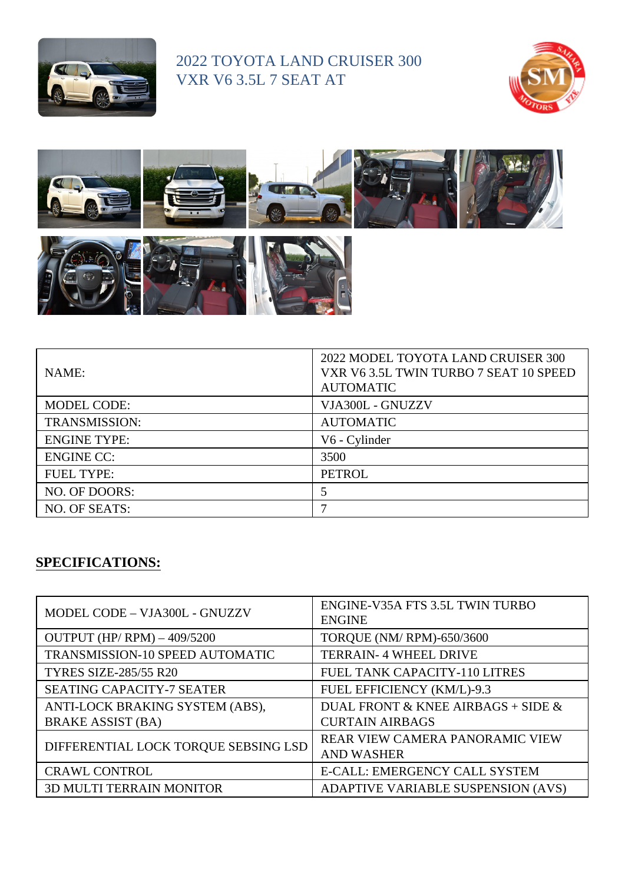# 2022 TOYOTA LAND CRUISER 300 VXR V6 3.5L 7 SEAT AT

| | |
|---|---|
| NAME: | 2022 MODEL TOYOTA LAND CRUISER 300 VXR V6 3.5L TWIN TURBO 7 SEAT 10 SPEED AUTOMATIC |
| MODEL CODE: | VJA300L - GNUZZV |
| TRANSMISSION: | AUTOMATIC |
| ENGINE TYPE: | V6 - Cylinder |
| ENGINE CC: | 3500 |
| FUEL TYPE: | PETROL |
| NO. OF DOORS: | 5 |
| NO. OF SEATS: | 7 |

## SPECIFICATIONS:

| | |
|---|---|
| MODEL CODE – VJA300L - GNUZZV | ENGINE-V35A FTS 3.5L TWIN TURBO ENGINE |
| OUTPUT (HP/ RPM) – 409/5200 | TORQUE (NM/ RPM)-650/3600 |
| TRANSMISSION-10 SPEED AUTOMATIC | TERRAIN- 4 WHEEL DRIVE |
| TYRES SIZE-285/55 R20 | FUEL TANK CAPACITY-110 LITRES |
| SEATING CAPACITY-7 SEATER | FUEL EFFICIENCY (KM/L)-9.3 |
| ANTI-LOCK BRAKING SYSTEM (ABS), BRAKE ASSIST (BA) | DUAL FRONT & KNEE AIRBAGS + SIDE & CURTAIN AIRBAGS |
| DIFFERENTIAL LOCK TORQUE SEBSING LSD | REAR VIEW CAMERA PANORAMIC VIEW AND WASHER |
| CRAWL CONTROL | E-CALL: EMERGENCY CALL SYSTEM |
| 3D MULTI TERRAIN MONITOR | ADAPTIVE VARIABLE SUSPENSION (AVS) |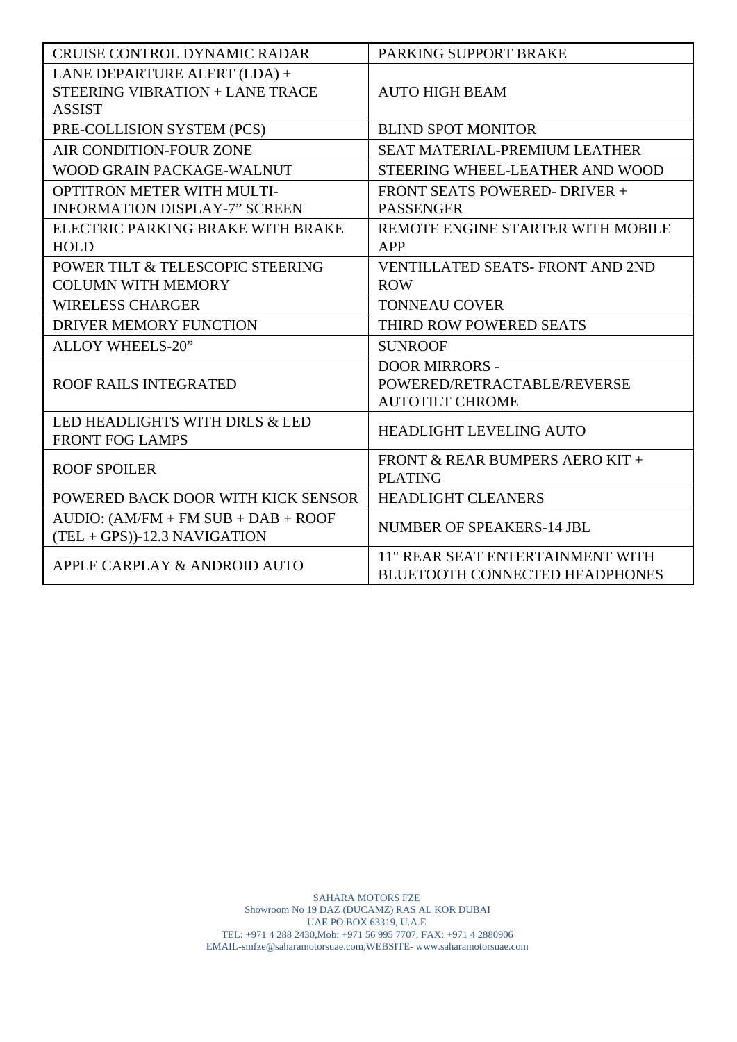| | |
|---|---|
| CRUISE CONTROL DYNAMIC RADAR | PARKING SUPPORT BRAKE |
| LANE DEPARTURE ALERT (LDA) + STEERING VIBRATION + LANE TRACE ASSIST | AUTO HIGH BEAM |
| PRE-COLLISION SYSTEM (PCS) | BLIND SPOT MONITOR |
| AIR CONDITION-FOUR ZONE | SEAT MATERIAL-PREMIUM LEATHER |
| WOOD GRAIN PACKAGE-WALNUT | STEERING WHEEL-LEATHER AND WOOD |
| OPTITRON METER WITH MULTI-INFORMATION DISPLAY-7" SCREEN | FRONT SEATS POWERED- DRIVER + PASSENGER |
| ELECTRIC PARKING BRAKE WITH BRAKE HOLD | REMOTE ENGINE STARTER WITH MOBILE APP |
| POWER TILT & TELESCOPIC STEERING COLUMN WITH MEMORY | VENTILLATED SEATS- FRONT AND 2ND ROW |
| WIRELESS CHARGER | TONNEAU COVER |
| DRIVER MEMORY FUNCTION | THIRD ROW POWERED SEATS |
| ALLOY WHEELS-20" | SUNROOF |
| ROOF RAILS INTEGRATED | DOOR MIRRORS - POWERED/RETRACTABLE/REVERSE AUTOTILT CHROME |
| LED HEADLIGHTS WITH DRLS & LED FRONT FOG LAMPS | HEADLIGHT LEVELING AUTO |
| ROOF SPOILER | FRONT & REAR BUMPERS AERO KIT + PLATING |
| POWERED BACK DOOR WITH KICK SENSOR | HEADLIGHT CLEANERS |
| AUDIO: (AM/FM + FM SUB + DAB + ROOF (TEL + GPS))-12.3 NAVIGATION | NUMBER OF SPEAKERS-14 JBL |
| APPLE CARPLAY & ANDROID AUTO | 11" REAR SEAT ENTERTAINMENT WITH BLUETOOTH CONNECTED HEADPHONES |

SAHARA MOTORS FZE
Showroom No 19 DAZ (DUCAMZ) RAS AL KOR DUBAI
UAE PO BOX 63319, U.A.E
TEL: +971 4 288 2430,Mob: +971 56 995 7707, FAX: +971 4 2880906
EMAIL-smfze@saharamotorsuae.com,WEBSITE- www.saharamotorsuae.com